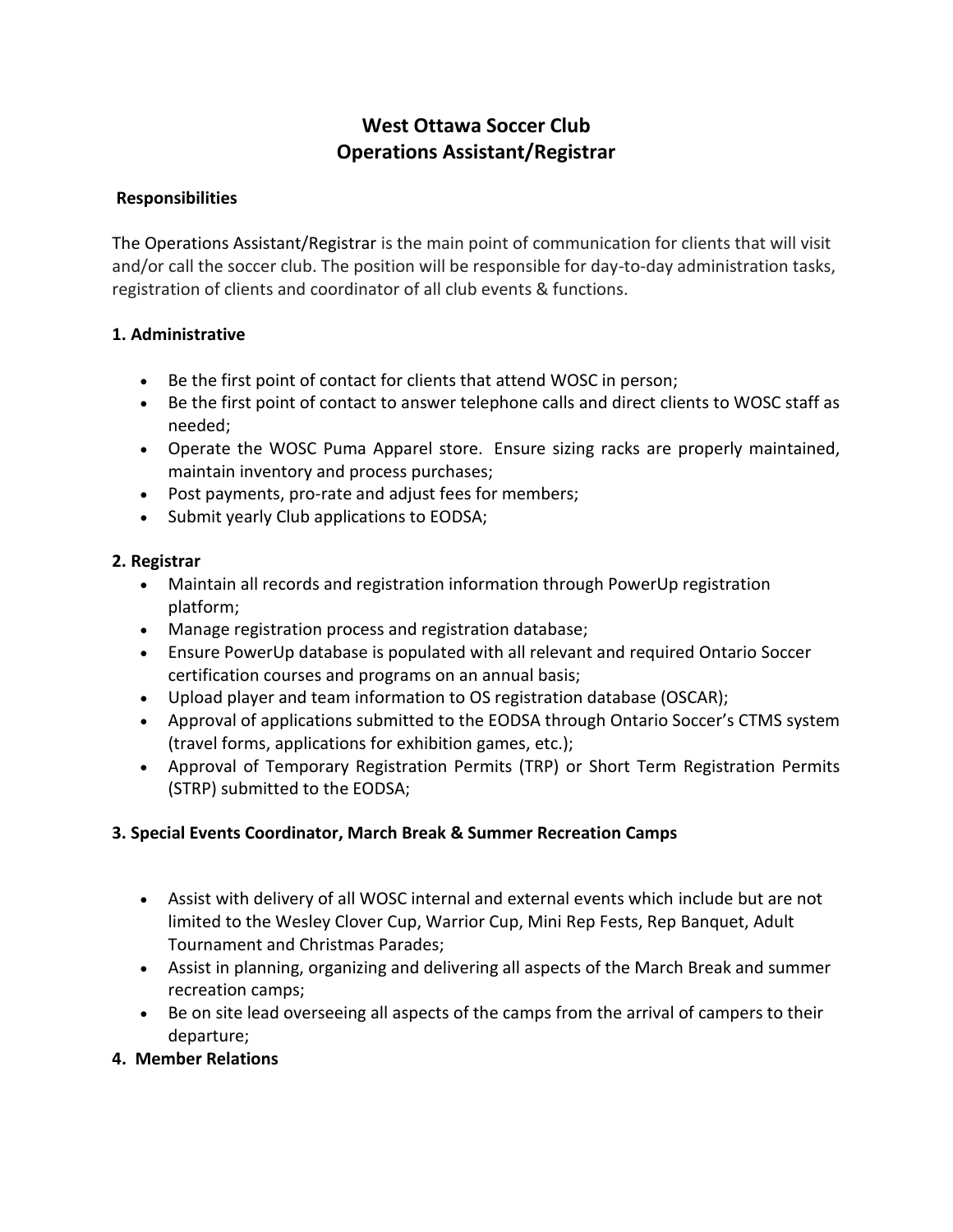# West Ottawa Soccer Club
# Operations Assistant/Registrar

**Responsibilities**

The Operations Assistant/Registrar is the main point of communication for clients that will visit and/or call the soccer club. The position will be responsible for day-to-day administration tasks, registration of clients and coordinator of all club events & functions.

### 1. Administrative

- Be the first point of contact for clients that attend WOSC in person;
- Be the first point of contact to answer telephone calls and direct clients to WOSC staff as needed;
- Operate the WOSC Puma Apparel store. Ensure sizing racks are properly maintained, maintain inventory and process purchases;
- Post payments, pro-rate and adjust fees for members;
- Submit yearly Club applications to EODSA;

### 2. Registrar

- Maintain all records and registration information through PowerUp registration platform;
- Manage registration process and registration database;
- Ensure PowerUp database is populated with all relevant and required Ontario Soccer certification courses and programs on an annual basis;
- Upload player and team information to OS registration database (OSCAR);
- Approval of applications submitted to the EODSA through Ontario Soccer's CTMS system (travel forms, applications for exhibition games, etc.);
- Approval of Temporary Registration Permits (TRP) or Short Term Registration Permits (STRP) submitted to the EODSA;

### 3. Special Events Coordinator, March Break & Summer Recreation Camps

- Assist with delivery of all WOSC internal and external events which include but are not limited to the Wesley Clover Cup, Warrior Cup, Mini Rep Fests, Rep Banquet, Adult Tournament and Christmas Parades;
- Assist in planning, organizing and delivering all aspects of the March Break and summer recreation camps;
- Be on site lead overseeing all aspects of the camps from the arrival of campers to their departure;

### 4. Member Relations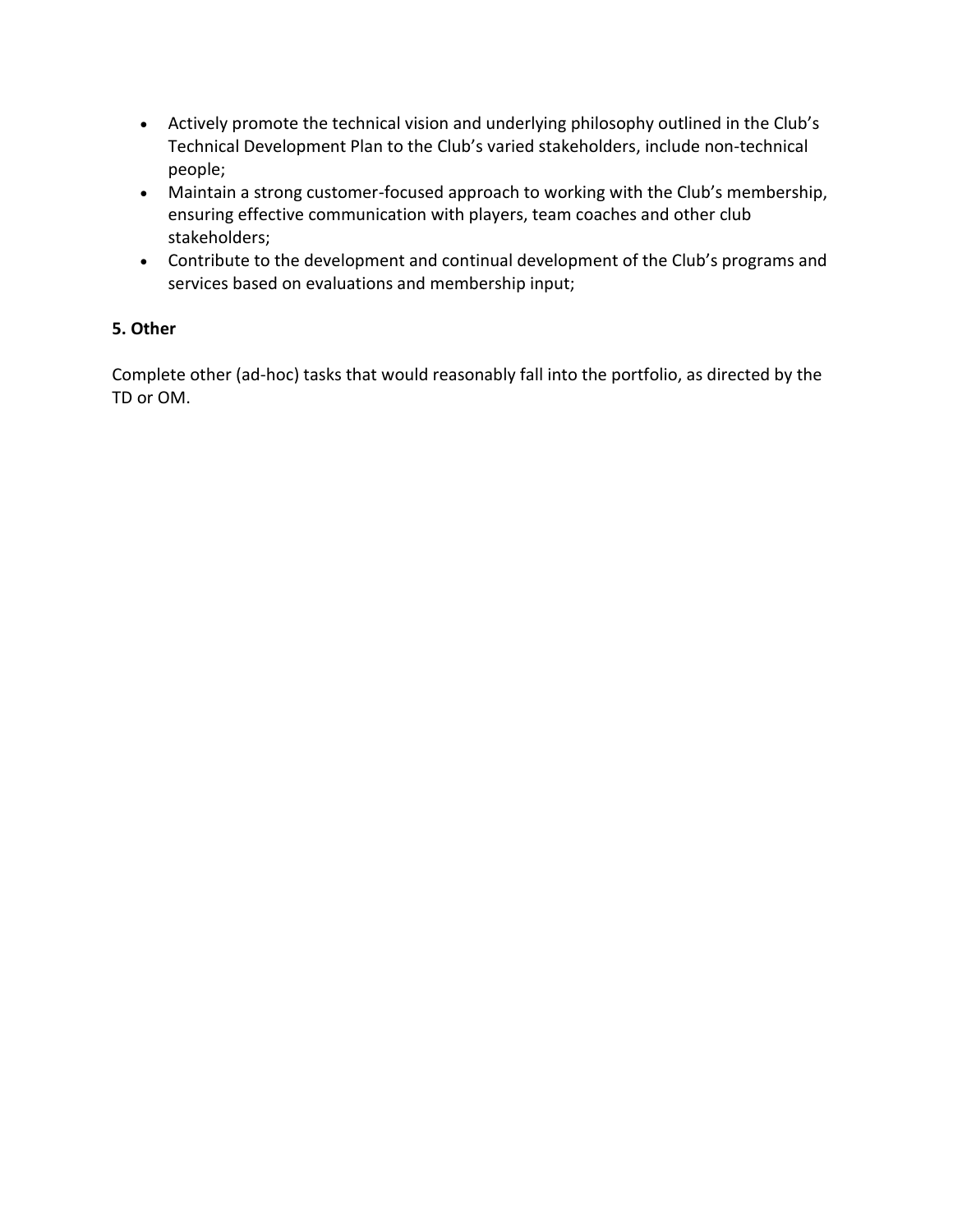- Actively promote the technical vision and underlying philosophy outlined in the Club's Technical Development Plan to the Club's varied stakeholders, include non-technical people;
- Maintain a strong customer-focused approach to working with the Club's membership, ensuring effective communication with players, team coaches and other club stakeholders;
- Contribute to the development and continual development of the Club's programs and services based on evaluations and membership input;

**5. Other**

Complete other (ad-hoc) tasks that would reasonably fall into the portfolio, as directed by the TD or OM.